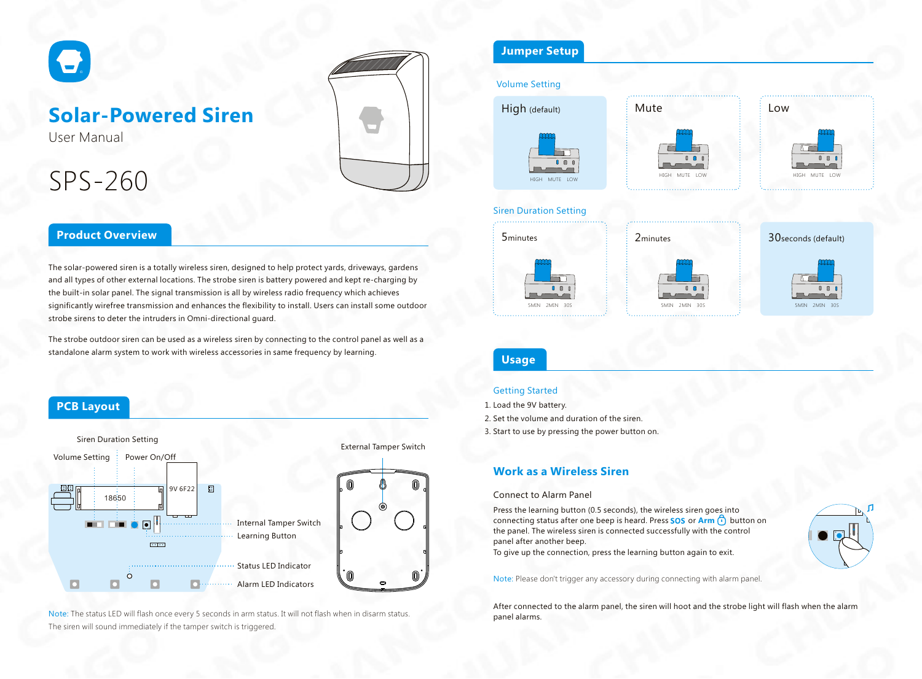# Solar-Powered Siren

User Manual

SPS-260

## Product Overview

The solar-powered siren is a totally wireless siren, designed to help protect yards, driveways, gardens and all types of other external locations. The strobe siren is battery powered and kept re-charging by the built-in solar panel. The signal transmission is all by wireless radio frequency which achieves significantly wirefree transmission and enhances the flexibility to install. Users can install some outdoor strobe sirens to deter the intruders in Omni-directional guard.

The strobe outdoor siren can be used as a wireless siren by connecting to the control panel as well as a standalone alarm system to work with wireless accessories in same frequency by learning.

## PCB Layout

Siren Duration Setting

Volume Setting

Power On/Off

18650

9V 6F22

External Tamper Switch

Internal Tamper Switch

Learning Button

Status LED Indicator

Alarm LED Indicators

Note: The status LED will flash once every 5 seconds in arm status. It will not flash when in disarm status. The siren will sound immediately if the tamper switch is triggered.

## Jumper Setup

### Volume Setting

High (default) — HIGH MUTE LOW

Mute — HIGH MUTE LOW

Low — HIGH MUTE LOW

### Siren Duration Setting

5minutes — 5MIN 2MIN 30S

2minutes — 5MIN 2MIN 30S

30seconds (default) — 5MIN 2MIN 30S

## Usage

### Getting Started

1. Load the 9V battery.
2. Set the volume and duration of the siren.
3. Start to use by pressing the power button on.

### Work as a Wireless Siren

Connect to Alarm Panel

Press the learning button (0.5 seconds), the wireless siren goes into connecting status after one beep is heard. Press **SOS** or **Arm** button on the panel. The wireless siren is connected successfully with the control panel after another beep.
To give up the connection, press the learning button again to exit.

Note: Please don't trigger any accessory during connecting with alarm panel.

After connected to the alarm panel, the siren will hoot and the strobe light will flash when the alarm panel alarms.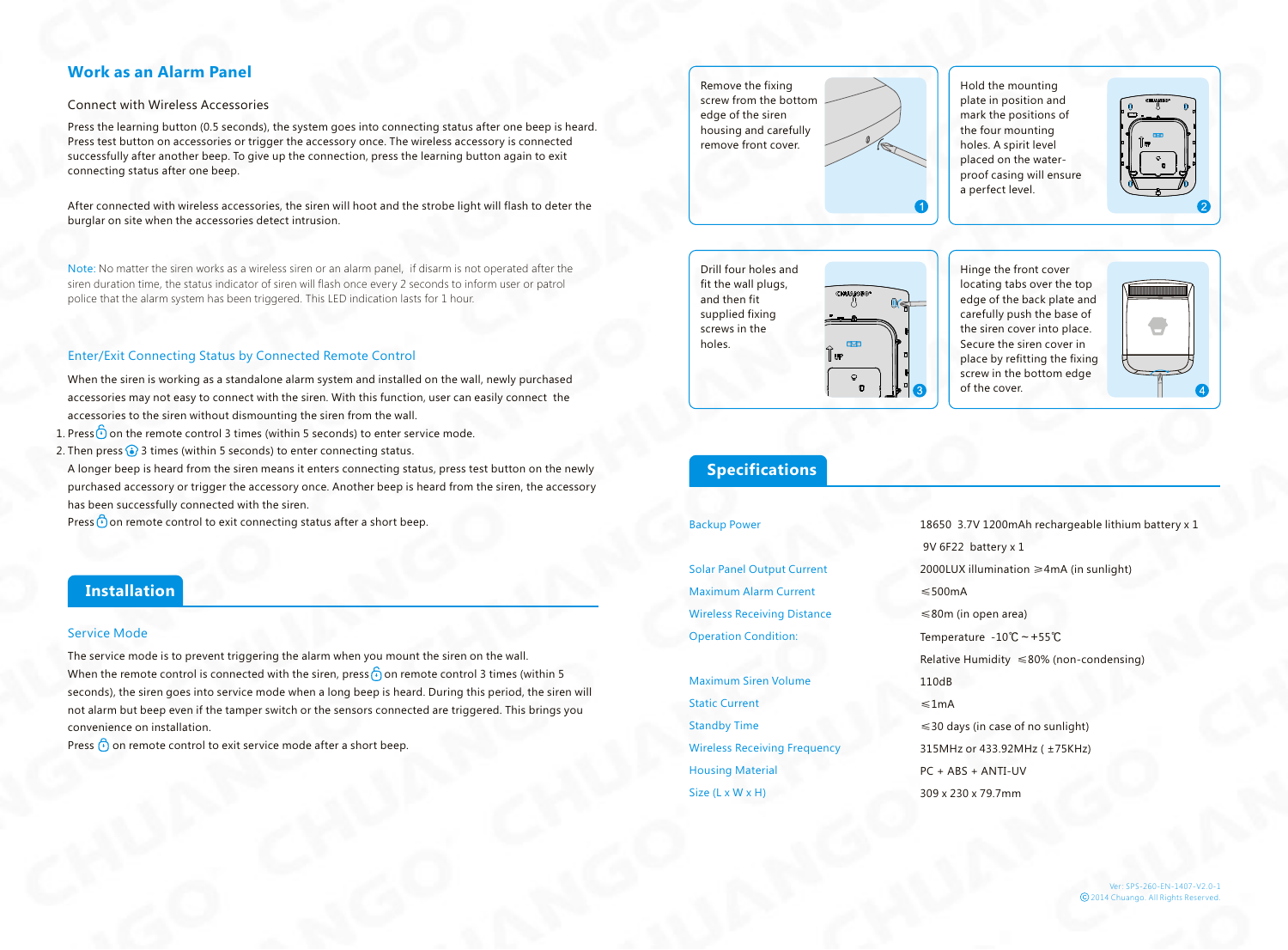## Work as an Alarm Panel

### Connect with Wireless Accessories

Press the learning button (0.5 seconds), the system goes into connecting status after one beep is heard. Press test button on accessories or trigger the accessory once. The wireless accessory is connected successfully after another beep. To give up the connection, press the learning button again to exit connecting status after one beep.

After connected with wireless accessories, the siren will hoot and the strobe light will flash to deter the burglar on site when the accessories detect intrusion.

Note: No matter the siren works as a wireless siren or an alarm panel, if disarm is not operated after the siren duration time, the status indicator of siren will flash once every 2 seconds to inform user or patrol police that the alarm system has been triggered. This LED indication lasts for 1 hour.

### Enter/Exit Connecting Status by Connected Remote Control

When the siren is working as a standalone alarm system and installed on the wall, newly purchased accessories may not easy to connect with the siren. With this function, user can easily connect the accessories to the siren without dismounting the siren from the wall.

1. Press on the remote control 3 times (within 5 seconds) to enter service mode.
2. Then press 3 times (within 5 seconds) to enter connecting status.

A longer beep is heard from the siren means it enters connecting status, press test button on the newly purchased accessory or trigger the accessory once. Another beep is heard from the siren, the accessory has been successfully connected with the siren.

Press on remote control to exit connecting status after a short beep.

## Installation

### Service Mode

The service mode is to prevent triggering the alarm when you mount the siren on the wall.

When the remote control is connected with the siren, press on remote control 3 times (within 5 seconds), the siren goes into service mode when a long beep is heard. During this period, the siren will not alarm but beep even if the tamper switch or the sensors connected are triggered. This brings you convenience on installation.

Press on remote control to exit service mode after a short beep.

1. Remove the fixing screw from the bottom edge of the siren housing and carefully remove front cover.
2. Hold the mounting plate in position and mark the positions of the four mounting holes. A spirit level placed on the water-proof casing will ensure a perfect level.
3. Drill four holes and fit the wall plugs, and then fit supplied fixing screws in the holes.
4. Hinge the front cover locating tabs over the top edge of the back plate and carefully push the base of the siren cover into place. Secure the siren cover in place by refitting the fixing screw in the bottom edge of the cover.

## Specifications

| | |
|---|---|
| Backup Power | 18650 3.7V 1200mAh rechargeable lithium battery x 1<br>9V 6F22 battery x 1 |
| Solar Panel Output Current | 2000LUX illumination ≥4mA (in sunlight) |
| Maximum Alarm Current | ≤500mA |
| Wireless Receiving Distance | ≤80m (in open area) |
| Operation Condition: | Temperature -10℃ ~ +55℃<br>Relative Humidity ≤80% (non-condensing) |
| Maximum Siren Volume | 110dB |
| Static Current | ≤1mA |
| Standby Time | ≤30 days (in case of no sunlight) |
| Wireless Receiving Frequency | 315MHz or 433.92MHz ( ±75KHz) |
| Housing Material | PC + ABS + ANTI-UV |
| Size (L x W x H) | 309 x 230 x 79.7mm |

Ver: SPS-260-EN-1407-V2.0-1
© 2014 Chuango. All Rights Reserved.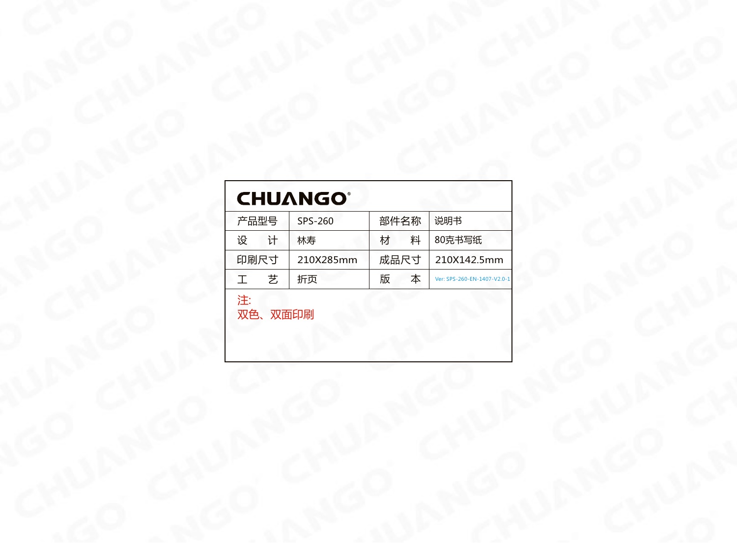**CHUANGO®**

| | | | |
|---|---|---|---|
| 产品型号 | SPS-260 | 部件名称 | 说明书 |
| 设　　计 | 林寿 | 材　　料 | 80克书写纸 |
| 印刷尺寸 | 210X285mm | 成品尺寸 | 210X142.5mm |
| 工　　艺 | 折页 | 版　　本 | Ver: SPS-260-EN-1407-V2.0-1 |

注:
双色、双面印刷